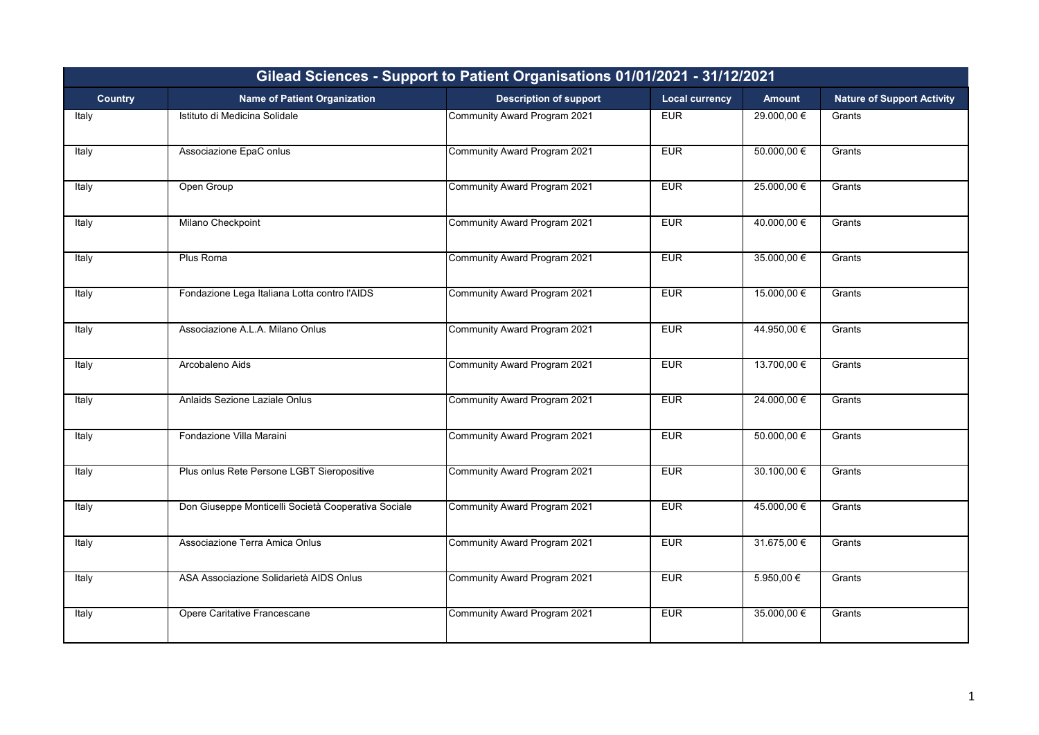| Gilead Sciences - Support to Patient Organisations 01/01/2021 - 31/12/2021 | | | | | |
|---|---|---|---|---|---|
| **Country** | **Name of Patient Organization** | **Description of support** | **Local currency** | **Amount** | **Nature of Support Activity** |
| Italy | Istituto di Medicina Solidale | Community Award Program 2021 | EUR | 29.000,00 € | Grants |
| Italy | Associazione EpaC onlus | Community Award Program 2021 | EUR | 50.000,00 € | Grants |
| Italy | Open Group | Community Award Program 2021 | EUR | 25.000,00 € | Grants |
| Italy | Milano Checkpoint | Community Award Program 2021 | EUR | 40.000,00 € | Grants |
| Italy | Plus Roma | Community Award Program 2021 | EUR | 35.000,00 € | Grants |
| Italy | Fondazione Lega Italiana Lotta contro l'AIDS | Community Award Program 2021 | EUR | 15.000,00 € | Grants |
| Italy | Associazione A.L.A. Milano Onlus | Community Award Program 2021 | EUR | 44.950,00 € | Grants |
| Italy | Arcobaleno Aids | Community Award Program 2021 | EUR | 13.700,00 € | Grants |
| Italy | Anlaids Sezione Laziale Onlus | Community Award Program 2021 | EUR | 24.000,00 € | Grants |
| Italy | Fondazione Villa Maraini | Community Award Program 2021 | EUR | 50.000,00 € | Grants |
| Italy | Plus onlus Rete Persone LGBT Sieropositive | Community Award Program 2021 | EUR | 30.100,00 € | Grants |
| Italy | Don Giuseppe Monticelli Società Cooperativa Sociale | Community Award Program 2021 | EUR | 45.000,00 € | Grants |
| Italy | Associazione Terra Amica Onlus | Community Award Program 2021 | EUR | 31.675,00 € | Grants |
| Italy | ASA Associazione Solidarietà AIDS Onlus | Community Award Program 2021 | EUR | 5.950,00 € | Grants |
| Italy | Opere Caritative Francescane | Community Award Program 2021 | EUR | 35.000,00 € | Grants |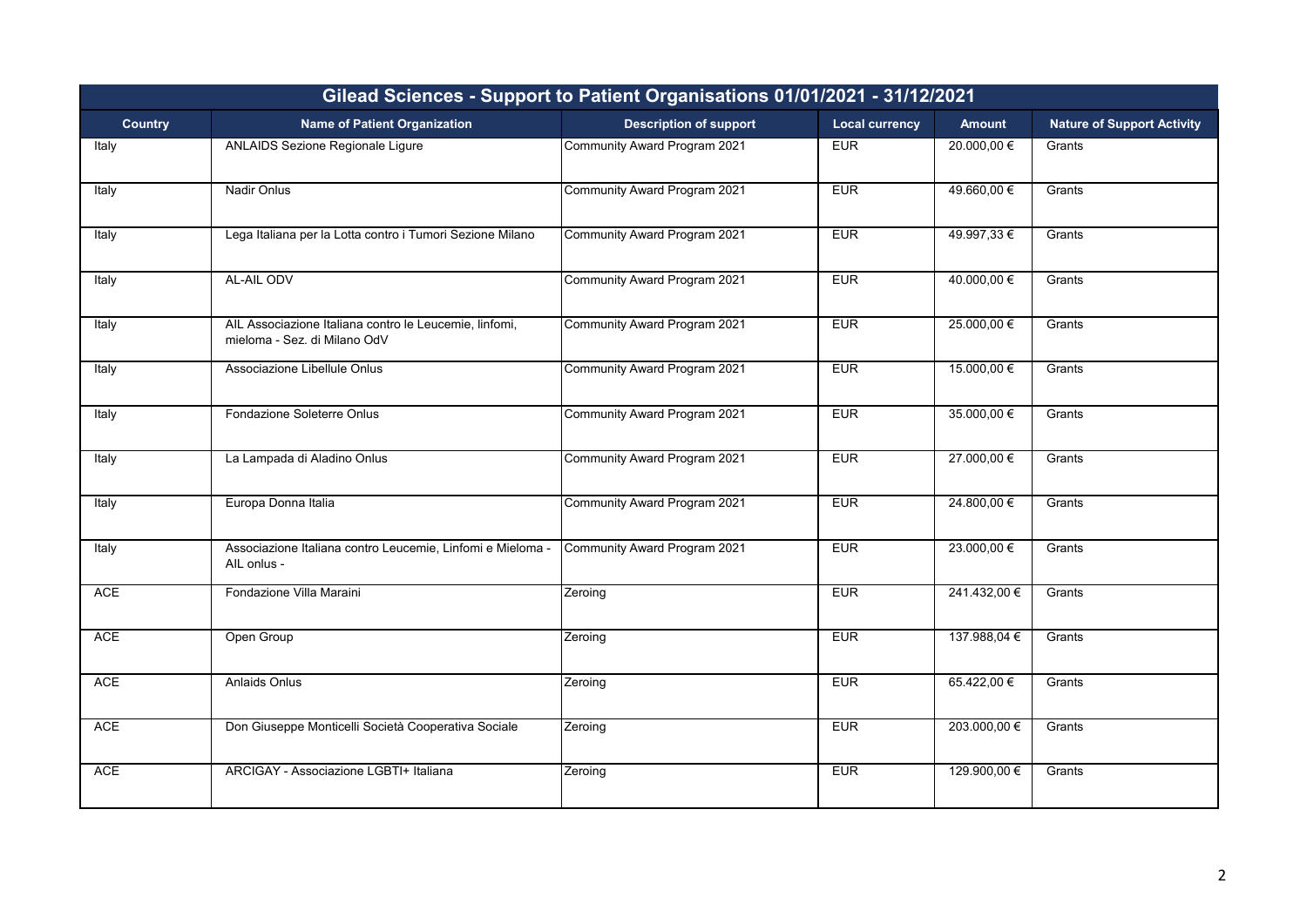| Gilead Sciences - Support to Patient Organisations 01/01/2021 - 31/12/2021 | | | | | |
|---|---|---|---|---|---|
| **Country** | **Name of Patient Organization** | **Description of support** | **Local currency** | **Amount** | **Nature of Support Activity** |
| Italy | ANLAIDS Sezione Regionale Ligure | Community Award Program 2021 | EUR | 20.000,00 € | Grants |
| Italy | Nadir Onlus | Community Award Program 2021 | EUR | 49.660,00 € | Grants |
| Italy | Lega Italiana per la Lotta contro i Tumori Sezione Milano | Community Award Program 2021 | EUR | 49.997,33 € | Grants |
| Italy | AL-AIL ODV | Community Award Program 2021 | EUR | 40.000,00 € | Grants |
| Italy | AIL Associazione Italiana contro le Leucemie, linfomi, mieloma - Sez. di Milano OdV | Community Award Program 2021 | EUR | 25.000,00 € | Grants |
| Italy | Associazione Libellule Onlus | Community Award Program 2021 | EUR | 15.000,00 € | Grants |
| Italy | Fondazione Soleterre Onlus | Community Award Program 2021 | EUR | 35.000,00 € | Grants |
| Italy | La Lampada di Aladino Onlus | Community Award Program 2021 | EUR | 27.000,00 € | Grants |
| Italy | Europa Donna Italia | Community Award Program 2021 | EUR | 24.800,00 € | Grants |
| Italy | Associazione Italiana contro Leucemie, Linfomi e Mieloma - AIL onlus - | Community Award Program 2021 | EUR | 23.000,00 € | Grants |
| ACE | Fondazione Villa Maraini | Zeroing | EUR | 241.432,00 € | Grants |
| ACE | Open Group | Zeroing | EUR | 137.988,04 € | Grants |
| ACE | Anlaids Onlus | Zeroing | EUR | 65.422,00 € | Grants |
| ACE | Don Giuseppe Monticelli Società Cooperativa Sociale | Zeroing | EUR | 203.000,00 € | Grants |
| ACE | ARCIGAY - Associazione LGBTI+ Italiana | Zeroing | EUR | 129.900,00 € | Grants |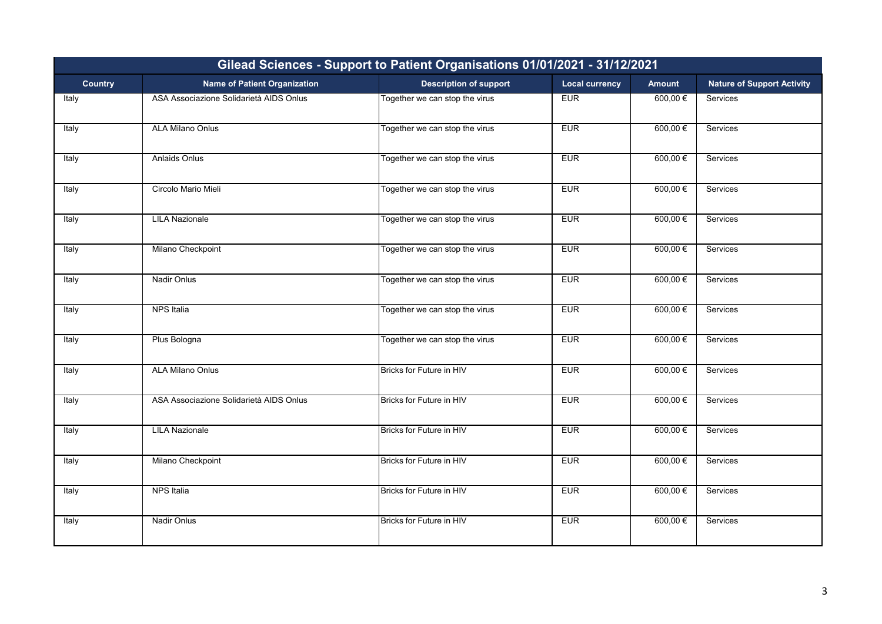| Gilead Sciences - Support to Patient Organisations 01/01/2021 - 31/12/2021 | | | | | |
|---|---|---|---|---|---|
| **Country** | **Name of Patient Organization** | **Description of support** | **Local currency** | **Amount** | **Nature of Support Activity** |
| Italy | ASA Associazione Solidarietà AIDS Onlus | Together we can stop the virus | EUR | 600,00 € | Services |
| Italy | ALA Milano Onlus | Together we can stop the virus | EUR | 600,00 € | Services |
| Italy | Anlaids Onlus | Together we can stop the virus | EUR | 600,00 € | Services |
| Italy | Circolo Mario Mieli | Together we can stop the virus | EUR | 600,00 € | Services |
| Italy | LILA Nazionale | Together we can stop the virus | EUR | 600,00 € | Services |
| Italy | Milano Checkpoint | Together we can stop the virus | EUR | 600,00 € | Services |
| Italy | Nadir Onlus | Together we can stop the virus | EUR | 600,00 € | Services |
| Italy | NPS Italia | Together we can stop the virus | EUR | 600,00 € | Services |
| Italy | Plus Bologna | Together we can stop the virus | EUR | 600,00 € | Services |
| Italy | ALA Milano Onlus | Bricks for Future in HIV | EUR | 600,00 € | Services |
| Italy | ASA Associazione Solidarietà AIDS Onlus | Bricks for Future in HIV | EUR | 600,00 € | Services |
| Italy | LILA Nazionale | Bricks for Future in HIV | EUR | 600,00 € | Services |
| Italy | Milano Checkpoint | Bricks for Future in HIV | EUR | 600,00 € | Services |
| Italy | NPS Italia | Bricks for Future in HIV | EUR | 600,00 € | Services |
| Italy | Nadir Onlus | Bricks for Future in HIV | EUR | 600,00 € | Services |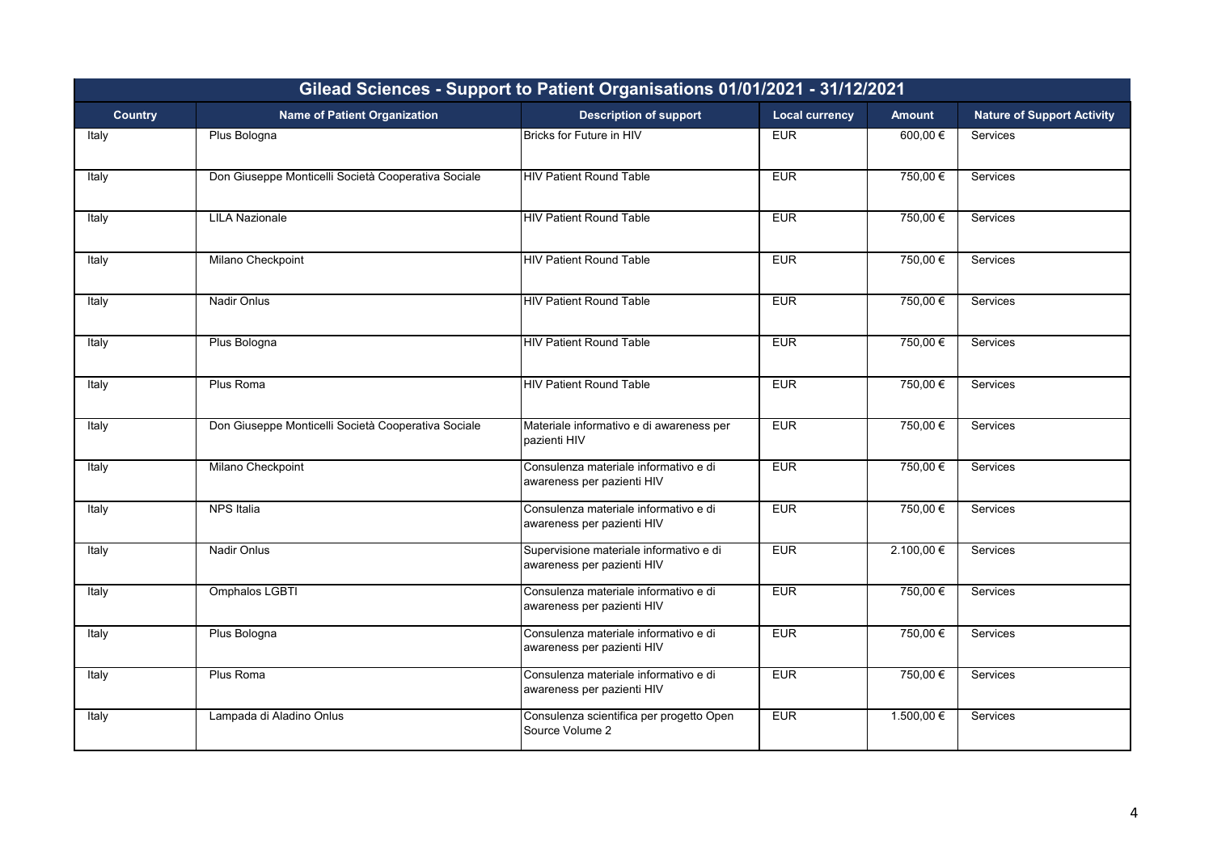| Gilead Sciences - Support to Patient Organisations 01/01/2021 - 31/12/2021 | | | | | |
|---|---|---|---|---|---|
| **Country** | **Name of Patient Organization** | **Description of support** | **Local currency** | **Amount** | **Nature of Support Activity** |
| Italy | Plus Bologna | Bricks for Future in HIV | EUR | 600,00 € | Services |
| Italy | Don Giuseppe Monticelli Società Cooperativa Sociale | HIV Patient Round Table | EUR | 750,00 € | Services |
| Italy | LILA Nazionale | HIV Patient Round Table | EUR | 750,00 € | Services |
| Italy | Milano Checkpoint | HIV Patient Round Table | EUR | 750,00 € | Services |
| Italy | Nadir Onlus | HIV Patient Round Table | EUR | 750,00 € | Services |
| Italy | Plus Bologna | HIV Patient Round Table | EUR | 750,00 € | Services |
| Italy | Plus Roma | HIV Patient Round Table | EUR | 750,00 € | Services |
| Italy | Don Giuseppe Monticelli Società Cooperativa Sociale | Materiale informativo e di awareness per pazienti HIV | EUR | 750,00 € | Services |
| Italy | Milano Checkpoint | Consulenza materiale informativo e di awareness per pazienti HIV | EUR | 750,00 € | Services |
| Italy | NPS Italia | Consulenza materiale informativo e di awareness per pazienti HIV | EUR | 750,00 € | Services |
| Italy | Nadir Onlus | Supervisione materiale informativo e di awareness per pazienti HIV | EUR | 2.100,00 € | Services |
| Italy | Omphalos LGBTI | Consulenza materiale informativo e di awareness per pazienti HIV | EUR | 750,00 € | Services |
| Italy | Plus Bologna | Consulenza materiale informativo e di awareness per pazienti HIV | EUR | 750,00 € | Services |
| Italy | Plus Roma | Consulenza materiale informativo e di awareness per pazienti HIV | EUR | 750,00 € | Services |
| Italy | Lampada di Aladino Onlus | Consulenza scientifica per progetto Open Source Volume 2 | EUR | 1.500,00 € | Services |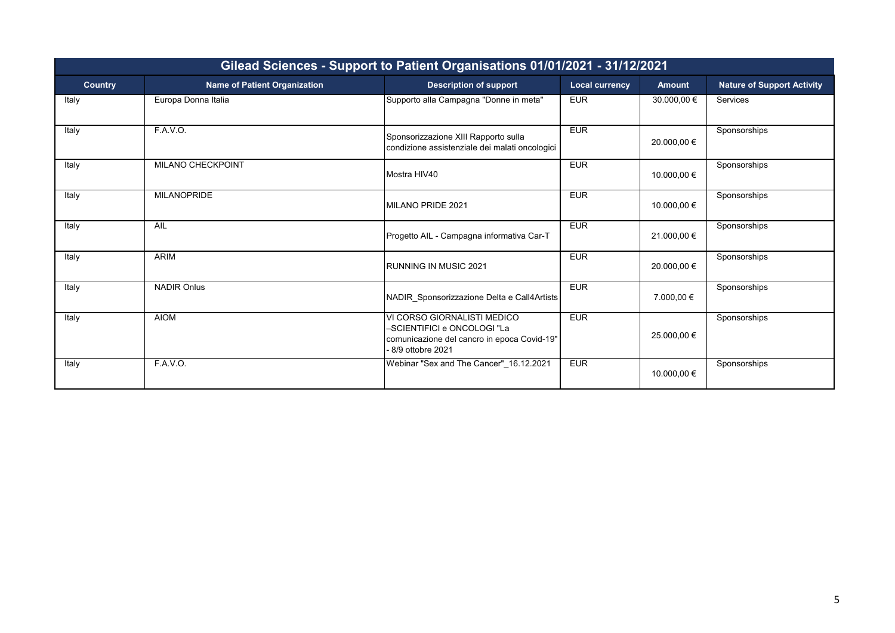| Gilead Sciences - Support to Patient Organisations 01/01/2021 - 31/12/2021 | | | | | |
|---|---|---|---|---|---|
| **Country** | **Name of Patient Organization** | **Description of support** | **Local currency** | **Amount** | **Nature of Support Activity** |
| Italy | Europa Donna Italia | Supporto alla Campagna "Donne in meta" | EUR | 30.000,00 € | Services |
| Italy | F.A.V.O. | Sponsorizzazione XIII Rapporto sulla condizione assistenziale dei malati oncologici | EUR | 20.000,00 € | Sponsorships |
| Italy | MILANO CHECKPOINT | Mostra HIV40 | EUR | 10.000,00 € | Sponsorships |
| Italy | MILANOPRIDE | MILANO PRIDE 2021 | EUR | 10.000,00 € | Sponsorships |
| Italy | AIL | Progetto AIL - Campagna informativa Car-T | EUR | 21.000,00 € | Sponsorships |
| Italy | ARIM | RUNNING IN MUSIC 2021 | EUR | 20.000,00 € | Sponsorships |
| Italy | NADIR Onlus | NADIR_Sponsorizzazione Delta e Call4Artists | EUR | 7.000,00 € | Sponsorships |
| Italy | AIOM | VI CORSO GIORNALISTI MEDICO –SCIENTIFICI e ONCOLOGI "La comunicazione del cancro in epoca Covid-19" - 8/9 ottobre 2021 | EUR | 25.000,00 € | Sponsorships |
| Italy | F.A.V.O. | Webinar "Sex and The Cancer"_16.12.2021 | EUR | 10.000,00 € | Sponsorships |